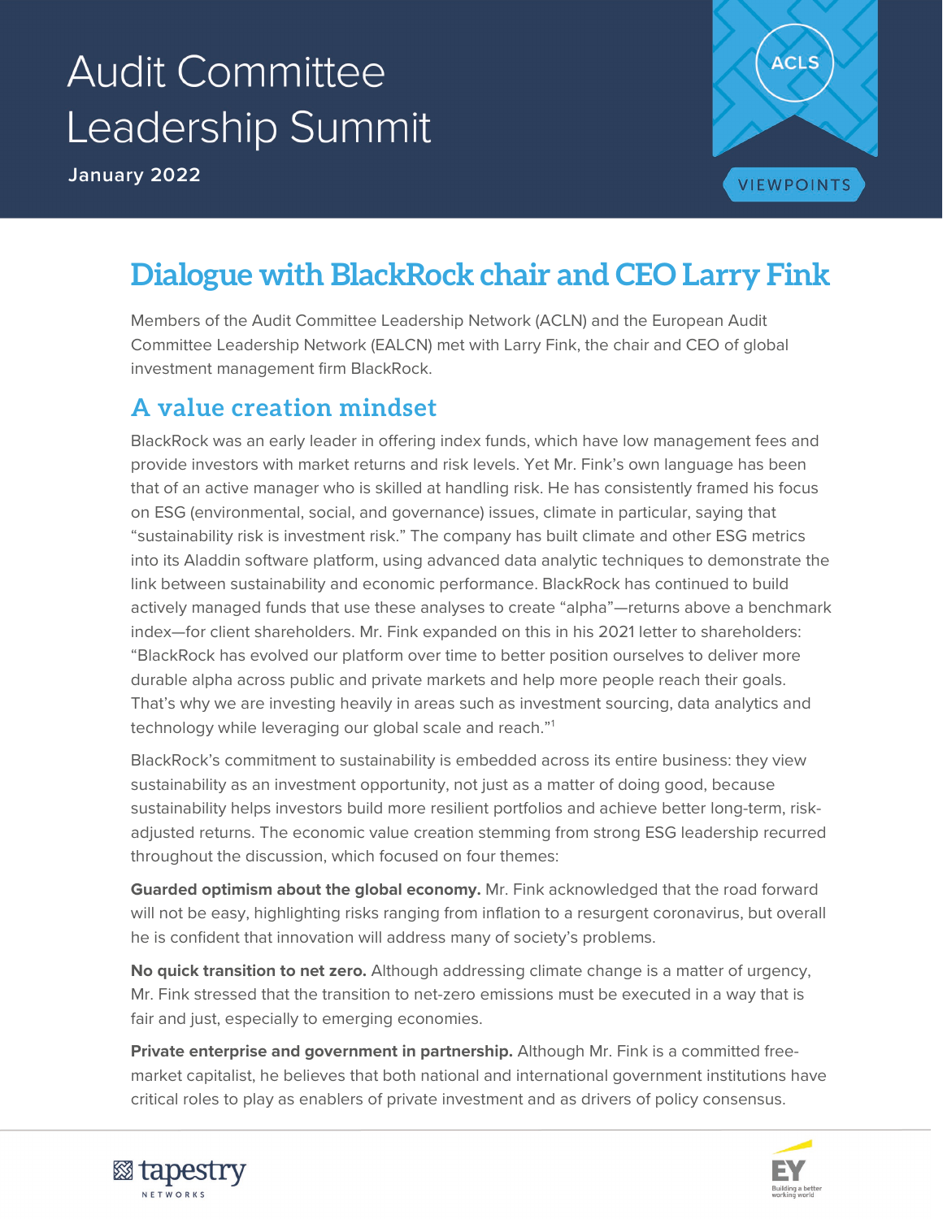# Audit Committee Leadership Summit

**January 2022**

ACLS

VIEWPOINTS

## Dialogue with BlackRock chair and CEO Larry Fink

Members of the Audit Committee Leadership Network (ACLN) and the European Audit Committee Leadership Network (EALCN) met with Larry Fink, the chair and CEO of global investment management firm BlackRock.

### A value creation mindset

BlackRock was an early leader in offering index funds, which have low management fees and provide investors with market returns and risk levels. Yet Mr. Fink's own language has been that of an active manager who is skilled at handling risk. He has consistently framed his focus on ESG (environmental, social, and governance) issues, climate in particular, saying that "sustainability risk is investment risk." The company has built climate and other ESG metrics into its Aladdin software platform, using advanced data analytic techniques to demonstrate the link between sustainability and economic performance. BlackRock has continued to build actively managed funds that use these analyses to create "alpha"—returns above a benchmark index—for client shareholders. Mr. Fink expanded on this in his 2021 letter to shareholders: "BlackRock has evolved our platform over time to better position ourselves to deliver more durable alpha across public and private markets and help more people reach their goals. That's why we are investing heavily in areas such as investment sourcing, data analytics and technology while leveraging our global scale and reach."[1]

BlackRock's commitment to sustainability is embedded across its entire business: they view sustainability as an investment opportunity, not just as a matter of doing good, because sustainability helps investors build more resilient portfolios and achieve better long-term, risk-adjusted returns. The economic value creation stemming from strong ESG leadership recurred throughout the discussion, which focused on four themes:

**Guarded optimism about the global economy.** Mr. Fink acknowledged that the road forward will not be easy, highlighting risks ranging from inflation to a resurgent coronavirus, but overall he is confident that innovation will address many of society's problems.

**No quick transition to net zero.** Although addressing climate change is a matter of urgency, Mr. Fink stressed that the transition to net-zero emissions must be executed in a way that is fair and just, especially to emerging economies.

**Private enterprise and government in partnership.** Although Mr. Fink is a committed free-market capitalist, he believes that both national and international government institutions have critical roles to play as enablers of private investment and as drivers of policy consensus.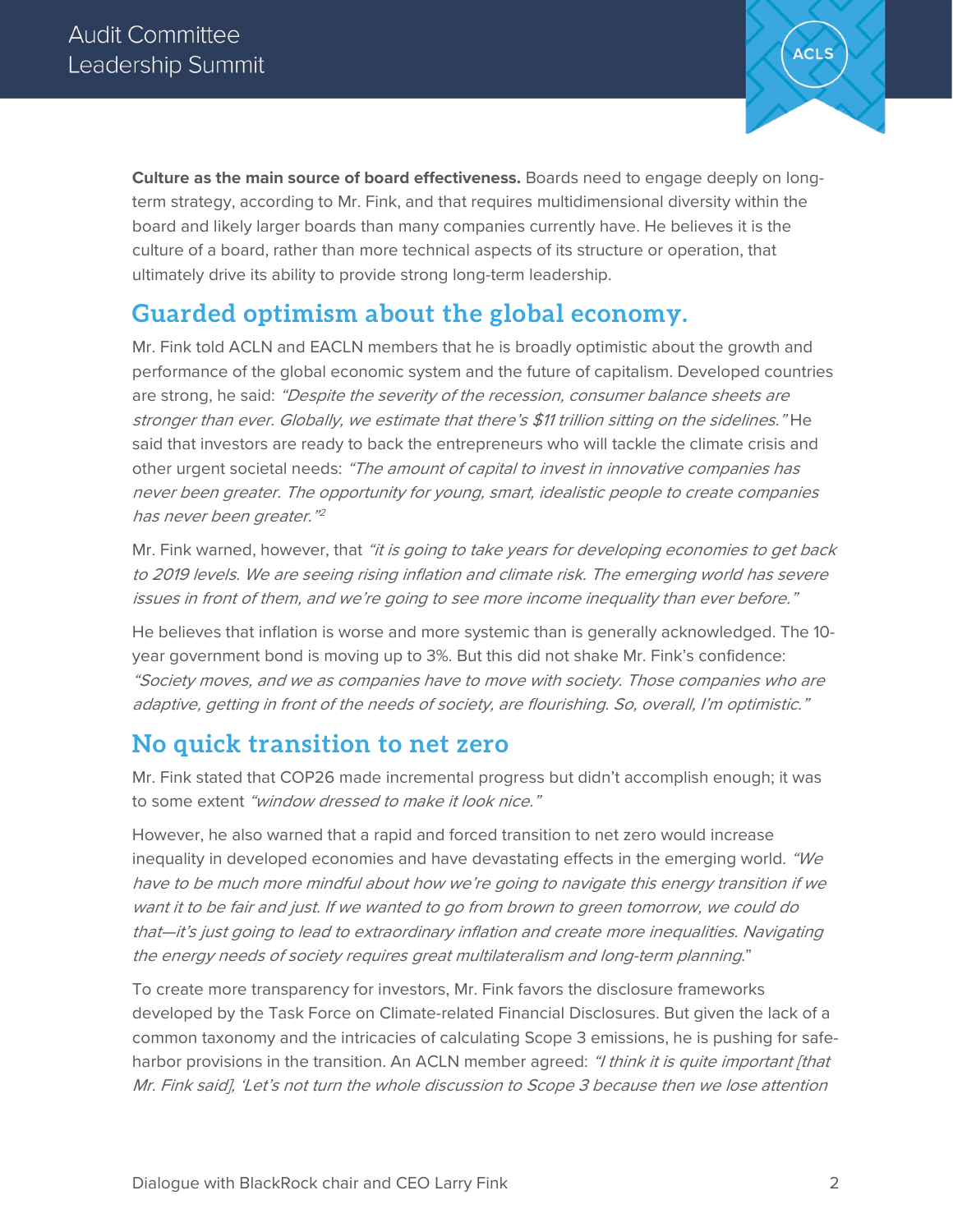**Culture as the main source of board effectiveness.** Boards need to engage deeply on long-term strategy, according to Mr. Fink, and that requires multidimensional diversity within the board and likely larger boards than many companies currently have. He believes it is the culture of a board, rather than more technical aspects of its structure or operation, that ultimately drive its ability to provide strong long-term leadership.

## Guarded optimism about the global economy.

Mr. Fink told ACLN and EACLN members that he is broadly optimistic about the growth and performance of the global economic system and the future of capitalism. Developed countries are strong, he said: *"Despite the severity of the recession, consumer balance sheets are stronger than ever. Globally, we estimate that there's $11 trillion sitting on the sidelines."* He said that investors are ready to back the entrepreneurs who will tackle the climate crisis and other urgent societal needs: *"The amount of capital to invest in innovative companies has never been greater. The opportunity for young, smart, idealistic people to create companies has never been greater."*[2]

Mr. Fink warned, however, that *"it is going to take years for developing economies to get back to 2019 levels. We are seeing rising inflation and climate risk. The emerging world has severe issues in front of them, and we're going to see more income inequality than ever before."*

He believes that inflation is worse and more systemic than is generally acknowledged. The 10-year government bond is moving up to 3%. But this did not shake Mr. Fink's confidence: *"Society moves, and we as companies have to move with society. Those companies who are adaptive, getting in front of the needs of society, are flourishing. So, overall, I'm optimistic."*

## No quick transition to net zero

Mr. Fink stated that COP26 made incremental progress but didn't accomplish enough; it was to some extent *"window dressed to make it look nice."*

However, he also warned that a rapid and forced transition to net zero would increase inequality in developed economies and have devastating effects in the emerging world. *"We have to be much more mindful about how we're going to navigate this energy transition if we want it to be fair and just. If we wanted to go from brown to green tomorrow, we could do that—it's just going to lead to extraordinary inflation and create more inequalities. Navigating the energy needs of society requires great multilateralism and long-term planning*."

To create more transparency for investors, Mr. Fink favors the disclosure frameworks developed by the Task Force on Climate-related Financial Disclosures. But given the lack of a common taxonomy and the intricacies of calculating Scope 3 emissions, he is pushing for safe-harbor provisions in the transition. An ACLN member agreed: *"I think it is quite important [that Mr. Fink said], 'Let's not turn the whole discussion to Scope 3 because then we lose attention*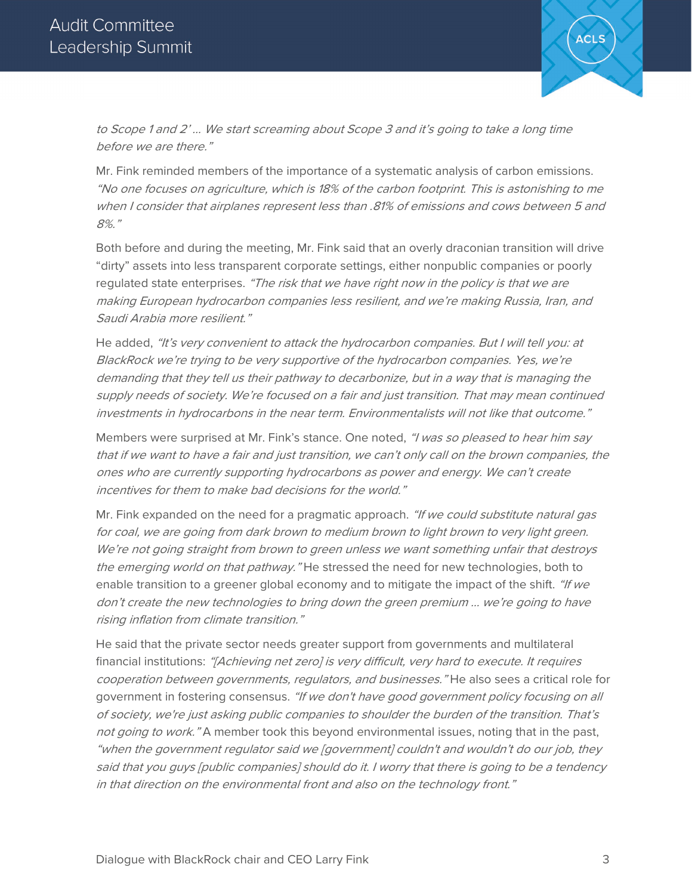*to Scope 1 and 2' … We start screaming about Scope 3 and it's going to take a long time before we are there."*

Mr. Fink reminded members of the importance of a systematic analysis of carbon emissions. *"No one focuses on agriculture, which is 18% of the carbon footprint. This is astonishing to me when I consider that airplanes represent less than .81% of emissions and cows between 5 and 8%."*

Both before and during the meeting, Mr. Fink said that an overly draconian transition will drive "dirty" assets into less transparent corporate settings, either nonpublic companies or poorly regulated state enterprises. *"The risk that we have right now in the policy is that we are making European hydrocarbon companies less resilient, and we're making Russia, Iran, and Saudi Arabia more resilient."*

He added, *"It's very convenient to attack the hydrocarbon companies. But I will tell you: at BlackRock we're trying to be very supportive of the hydrocarbon companies. Yes, we're demanding that they tell us their pathway to decarbonize, but in a way that is managing the supply needs of society. We're focused on a fair and just transition. That may mean continued investments in hydrocarbons in the near term. Environmentalists will not like that outcome."*

Members were surprised at Mr. Fink's stance. One noted, *"I was so pleased to hear him say that if we want to have a fair and just transition, we can't only call on the brown companies, the ones who are currently supporting hydrocarbons as power and energy. We can't create incentives for them to make bad decisions for the world."*

Mr. Fink expanded on the need for a pragmatic approach. *"If we could substitute natural gas for coal, we are going from dark brown to medium brown to light brown to very light green. We're not going straight from brown to green unless we want something unfair that destroys the emerging world on that pathway."* He stressed the need for new technologies, both to enable transition to a greener global economy and to mitigate the impact of the shift. *"If we don't create the new technologies to bring down the green premium … we're going to have rising inflation from climate transition."*

He said that the private sector needs greater support from governments and multilateral financial institutions: *"[Achieving net zero] is very difficult, very hard to execute. It requires cooperation between governments, regulators, and businesses."* He also sees a critical role for government in fostering consensus. *"If we don't have good government policy focusing on all of society, we're just asking public companies to shoulder the burden of the transition. That's not going to work."* A member took this beyond environmental issues, noting that in the past, *"when the government regulator said we [government] couldn't and wouldn't do our job, they said that you guys [public companies] should do it. I worry that there is going to be a tendency in that direction on the environmental front and also on the technology front."*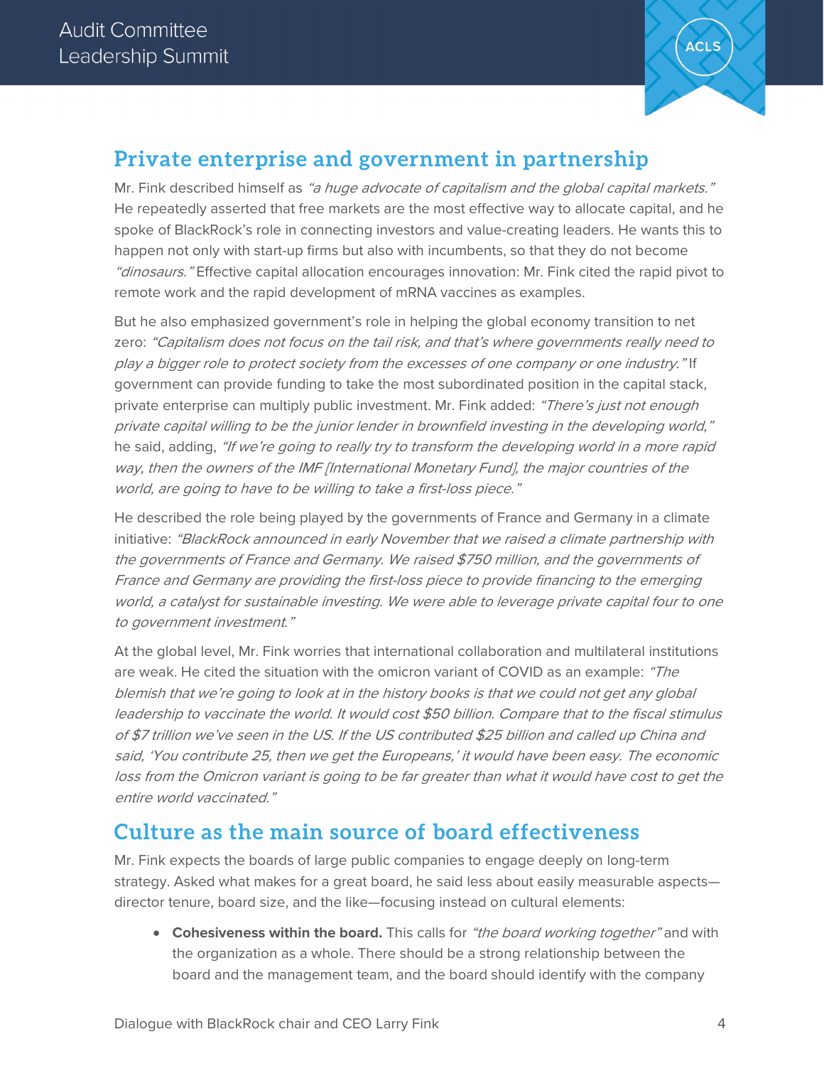## Private enterprise and government in partnership

Mr. Fink described himself as *"a huge advocate of capitalism and the global capital markets."* He repeatedly asserted that free markets are the most effective way to allocate capital, and he spoke of BlackRock's role in connecting investors and value-creating leaders. He wants this to happen not only with start-up firms but also with incumbents, so that they do not become *"dinosaurs."* Effective capital allocation encourages innovation: Mr. Fink cited the rapid pivot to remote work and the rapid development of mRNA vaccines as examples.

But he also emphasized government's role in helping the global economy transition to net zero: *"Capitalism does not focus on the tail risk, and that's where governments really need to play a bigger role to protect society from the excesses of one company or one industry."* If government can provide funding to take the most subordinated position in the capital stack, private enterprise can multiply public investment. Mr. Fink added: *"There's just not enough private capital willing to be the junior lender in brownfield investing in the developing world,"* he said, adding, *"If we're going to really try to transform the developing world in a more rapid way, then the owners of the IMF [International Monetary Fund], the major countries of the world, are going to have to be willing to take a first-loss piece."*

He described the role being played by the governments of France and Germany in a climate initiative: *"BlackRock announced in early November that we raised a climate partnership with the governments of France and Germany. We raised $750 million, and the governments of France and Germany are providing the first-loss piece to provide financing to the emerging world, a catalyst for sustainable investing. We were able to leverage private capital four to one to government investment."*

At the global level, Mr. Fink worries that international collaboration and multilateral institutions are weak. He cited the situation with the omicron variant of COVID as an example: *"The blemish that we're going to look at in the history books is that we could not get any global leadership to vaccinate the world. It would cost $50 billion. Compare that to the fiscal stimulus of $7 trillion we've seen in the US. If the US contributed $25 billion and called up China and said, 'You contribute 25, then we get the Europeans,' it would have been easy. The economic loss from the Omicron variant is going to be far greater than what it would have cost to get the entire world vaccinated."*

## Culture as the main source of board effectiveness

Mr. Fink expects the boards of large public companies to engage deeply on long-term strategy. Asked what makes for a great board, he said less about easily measurable aspects—director tenure, board size, and the like—focusing instead on cultural elements:

- **Cohesiveness within the board.** This calls for *"the board working together"* and with the organization as a whole. There should be a strong relationship between the board and the management team, and the board should identify with the company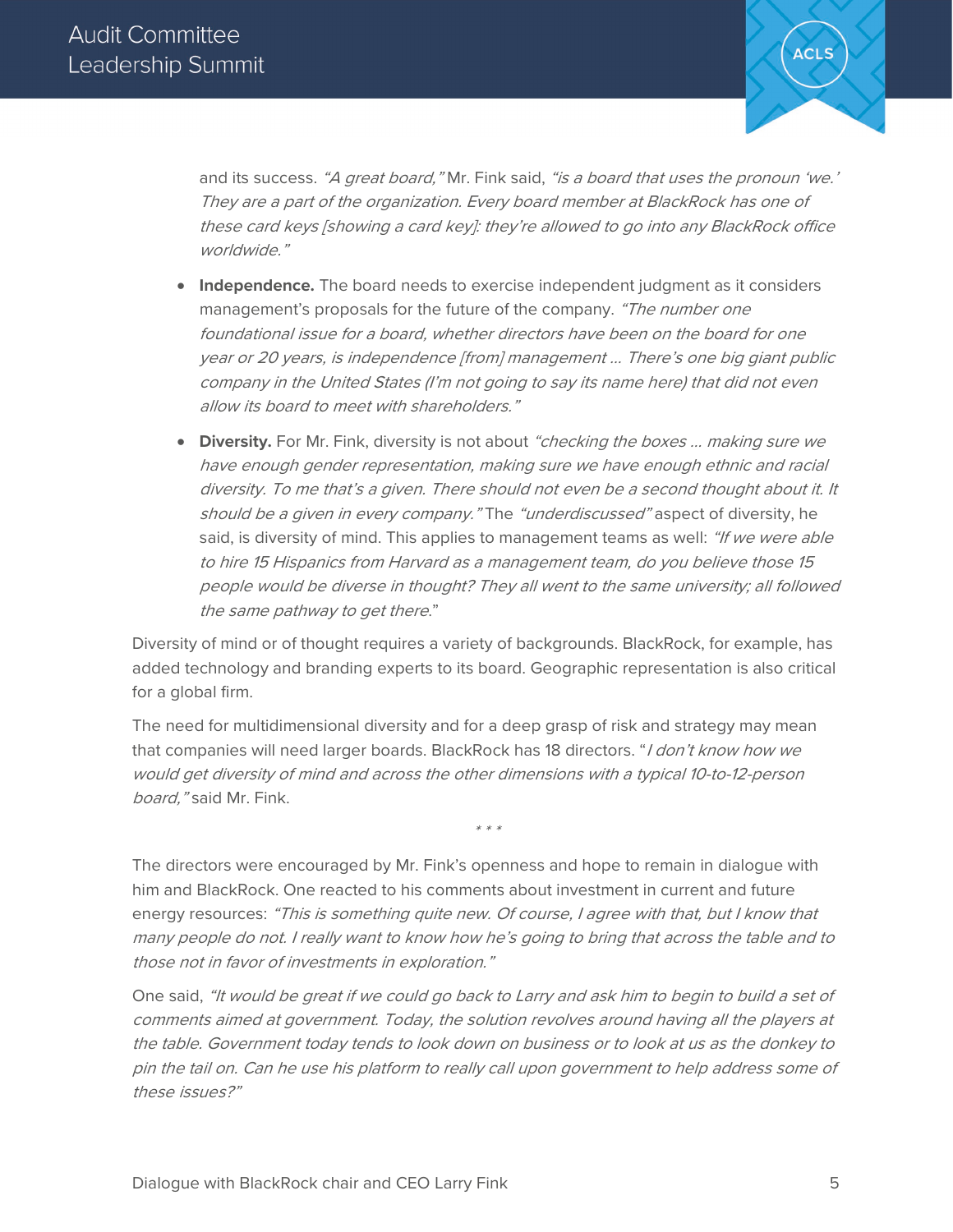and its success. *"A great board,"* Mr. Fink said, *"is a board that uses the pronoun 'we.' They are a part of the organization. Every board member at BlackRock has one of these card keys [showing a card key]: they're allowed to go into any BlackRock office worldwide."*

- **Independence.** The board needs to exercise independent judgment as it considers management's proposals for the future of the company. *"The number one foundational issue for a board, whether directors have been on the board for one year or 20 years, is independence [from] management ... There's one big giant public company in the United States (I'm not going to say its name here) that did not even allow its board to meet with shareholders."*
- **Diversity.** For Mr. Fink, diversity is not about *"checking the boxes ... making sure we have enough gender representation, making sure we have enough ethnic and racial diversity. To me that's a given. There should not even be a second thought about it. It should be a given in every company."* The *"underdiscussed"* aspect of diversity, he said, is diversity of mind. This applies to management teams as well: *"If we were able to hire 15 Hispanics from Harvard as a management team, do you believe those 15 people would be diverse in thought? They all went to the same university; all followed the same pathway to get there*."

Diversity of mind or of thought requires a variety of backgrounds. BlackRock, for example, has added technology and branding experts to its board. Geographic representation is also critical for a global firm.

The need for multidimensional diversity and for a deep grasp of risk and strategy may mean that companies will need larger boards. BlackRock has 18 directors. "*I don't know how we would get diversity of mind and across the other dimensions with a typical 10-to-12-person board,"* said Mr. Fink.

\* \* \*

The directors were encouraged by Mr. Fink's openness and hope to remain in dialogue with him and BlackRock. One reacted to his comments about investment in current and future energy resources: *"This is something quite new. Of course, I agree with that, but I know that many people do not. I really want to know how he's going to bring that across the table and to those not in favor of investments in exploration."*

One said, *"It would be great if we could go back to Larry and ask him to begin to build a set of comments aimed at government. Today, the solution revolves around having all the players at the table. Government today tends to look down on business or to look at us as the donkey to pin the tail on. Can he use his platform to really call upon government to help address some of these issues?"*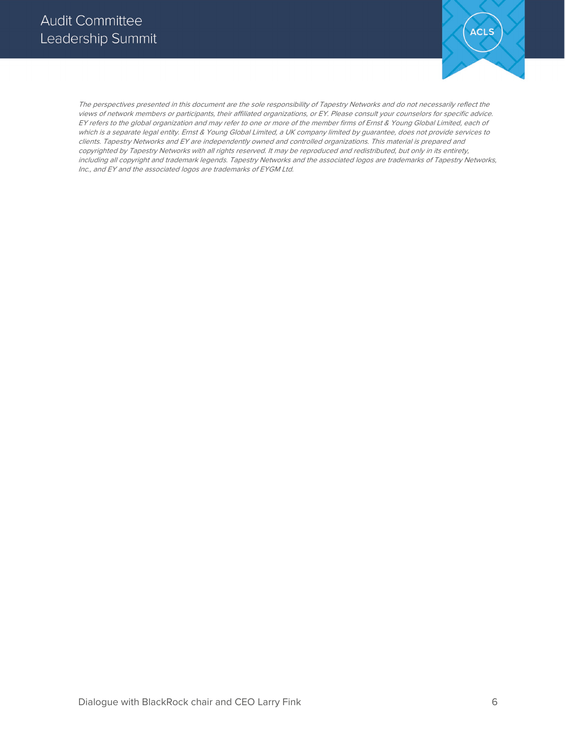*The perspectives presented in this document are the sole responsibility of Tapestry Networks and do not necessarily reflect the views of network members or participants, their affiliated organizations, or EY. Please consult your counselors for specific advice. EY refers to the global organization and may refer to one or more of the member firms of Ernst & Young Global Limited, each of which is a separate legal entity. Ernst & Young Global Limited, a UK company limited by guarantee, does not provide services to clients. Tapestry Networks and EY are independently owned and controlled organizations. This material is prepared and copyrighted by Tapestry Networks with all rights reserved. It may be reproduced and redistributed, but only in its entirety, including all copyright and trademark legends. Tapestry Networks and the associated logos are trademarks of Tapestry Networks, Inc., and EY and the associated logos are trademarks of EYGM Ltd.*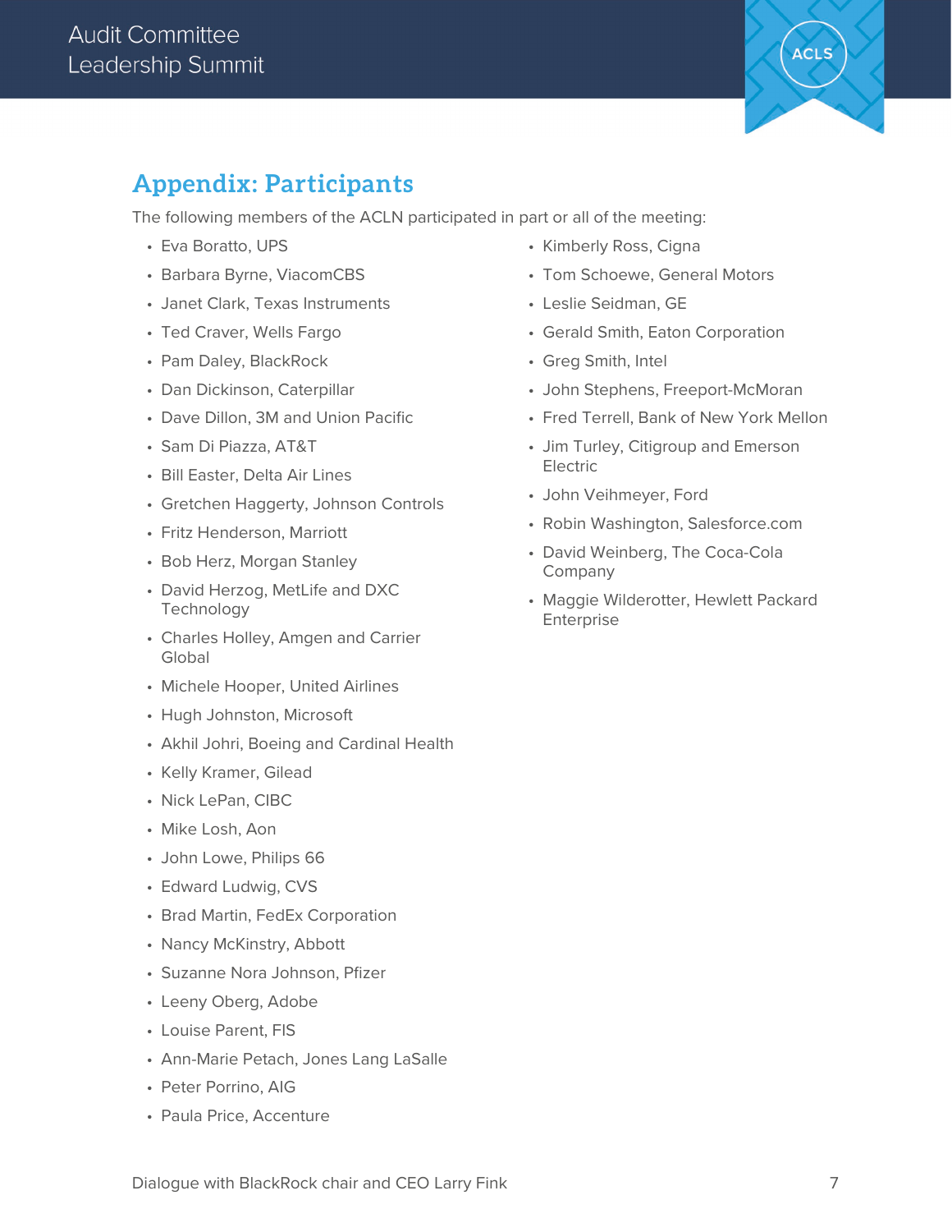## Appendix: Participants

The following members of the ACLN participated in part or all of the meeting:

- Eva Boratto, UPS
- Barbara Byrne, ViacomCBS
- Janet Clark, Texas Instruments
- Ted Craver, Wells Fargo
- Pam Daley, BlackRock
- Dan Dickinson, Caterpillar
- Dave Dillon, 3M and Union Pacific
- Sam Di Piazza, AT&T
- Bill Easter, Delta Air Lines
- Gretchen Haggerty, Johnson Controls
- Fritz Henderson, Marriott
- Bob Herz, Morgan Stanley
- David Herzog, MetLife and DXC Technology
- Charles Holley, Amgen and Carrier Global
- Michele Hooper, United Airlines
- Hugh Johnston, Microsoft
- Akhil Johri, Boeing and Cardinal Health
- Kelly Kramer, Gilead
- Nick LePan, CIBC
- Mike Losh, Aon
- John Lowe, Philips 66
- Edward Ludwig, CVS
- Brad Martin, FedEx Corporation
- Nancy McKinstry, Abbott
- Suzanne Nora Johnson, Pfizer
- Leeny Oberg, Adobe
- Louise Parent, FIS
- Ann-Marie Petach, Jones Lang LaSalle
- Peter Porrino, AIG
- Paula Price, Accenture
- Kimberly Ross, Cigna
- Tom Schoewe, General Motors
- Leslie Seidman, GE
- Gerald Smith, Eaton Corporation
- Greg Smith, Intel
- John Stephens, Freeport-McMoran
- Fred Terrell, Bank of New York Mellon
- Jim Turley, Citigroup and Emerson Electric
- John Veihmeyer, Ford
- Robin Washington, Salesforce.com
- David Weinberg, The Coca-Cola Company
- Maggie Wilderotter, Hewlett Packard Enterprise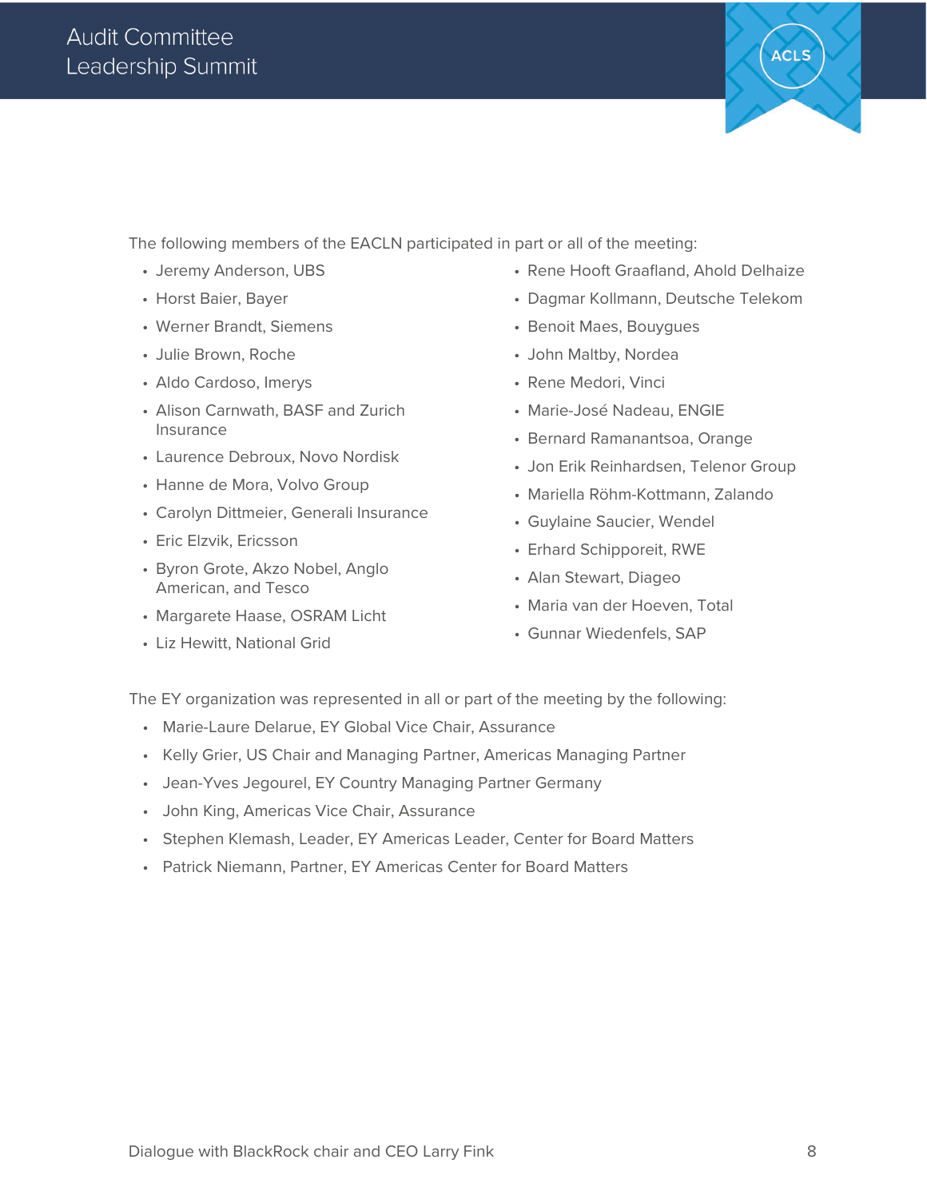The following members of the EACLN participated in part or all of the meeting:

- Jeremy Anderson, UBS
- Horst Baier, Bayer
- Werner Brandt, Siemens
- Julie Brown, Roche
- Aldo Cardoso, Imerys
- Alison Carnwath, BASF and Zurich Insurance
- Laurence Debroux, Novo Nordisk
- Hanne de Mora, Volvo Group
- Carolyn Dittmeier, Generali Insurance
- Eric Elzvik, Ericsson
- Byron Grote, Akzo Nobel, Anglo American, and Tesco
- Margarete Haase, OSRAM Licht
- Liz Hewitt, National Grid
- Rene Hooft Graafland, Ahold Delhaize
- Dagmar Kollmann, Deutsche Telekom
- Benoit Maes, Bouygues
- John Maltby, Nordea
- Rene Medori, Vinci
- Marie-José Nadeau, ENGIE
- Bernard Ramanantsoa, Orange
- Jon Erik Reinhardsen, Telenor Group
- Mariella Röhm-Kottmann, Zalando
- Guylaine Saucier, Wendel
- Erhard Schipporeit, RWE
- Alan Stewart, Diageo
- Maria van der Hoeven, Total
- Gunnar Wiedenfels, SAP

The EY organization was represented in all or part of the meeting by the following:

- Marie-Laure Delarue, EY Global Vice Chair, Assurance
- Kelly Grier, US Chair and Managing Partner, Americas Managing Partner
- Jean-Yves Jegourel, EY Country Managing Partner Germany
- John King, Americas Vice Chair, Assurance
- Stephen Klemash, Leader, EY Americas Leader, Center for Board Matters
- Patrick Niemann, Partner, EY Americas Center for Board Matters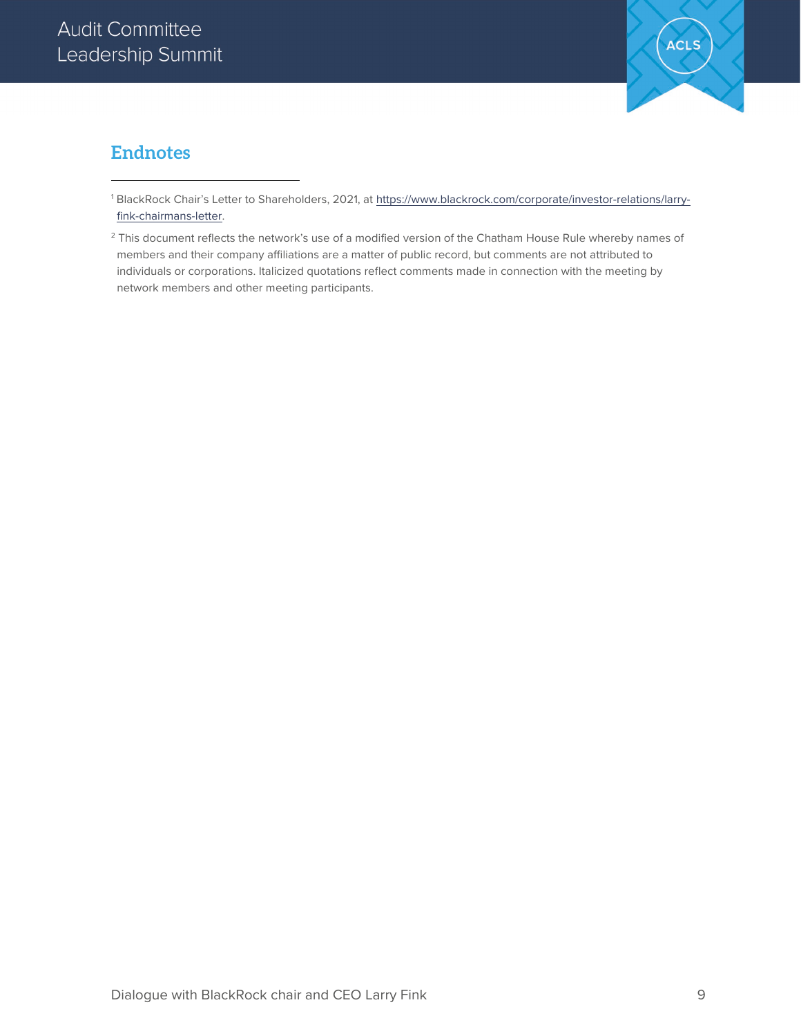## Endnotes

[1] BlackRock Chair's Letter to Shareholders, 2021, at https://www.blackrock.com/corporate/investor-relations/larry-fink-chairmans-letter.

[2] This document reflects the network's use of a modified version of the Chatham House Rule whereby names of members and their company affiliations are a matter of public record, but comments are not attributed to individuals or corporations. Italicized quotations reflect comments made in connection with the meeting by network members and other meeting participants.